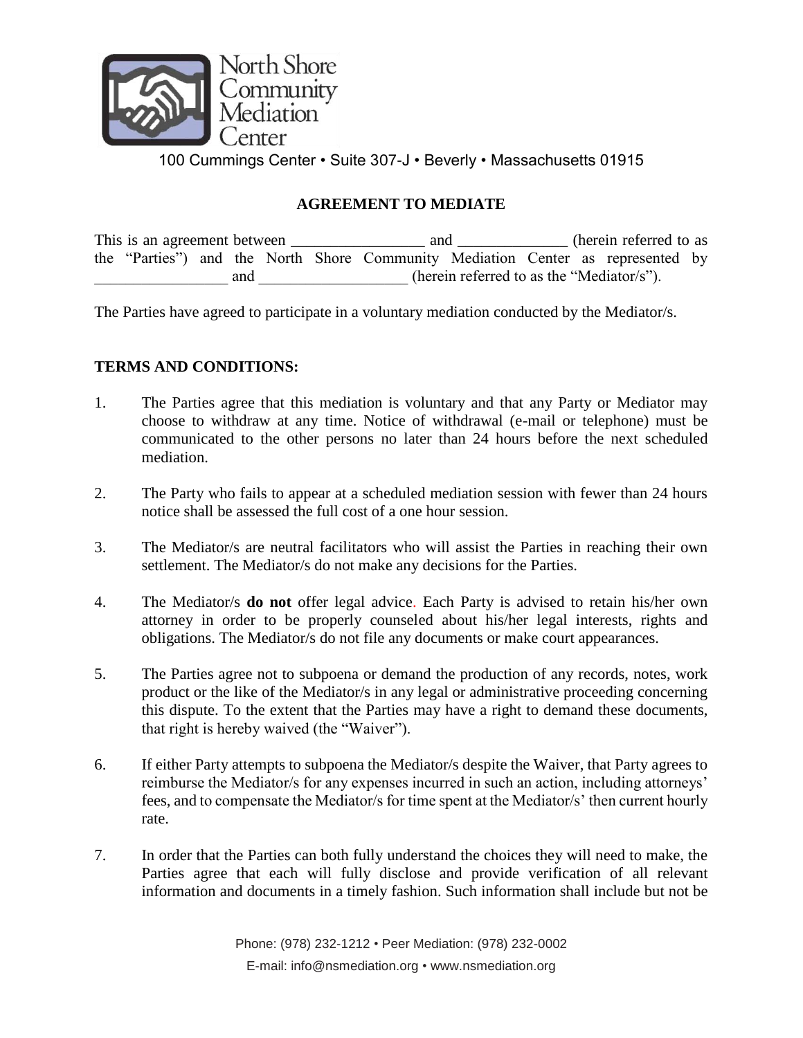North Shore Community Mediation Center

100 Cummings Center • Suite 307-J • Beverly • Massachusetts 01915

## AGREEMENT TO MEDIATE

This is an agreement between _________________ and ______________ (herein referred to as the "Parties") and the North Shore Community Mediation Center as represented by _________________ and ___________________ (herein referred to as the "Mediator/s").

The Parties have agreed to participate in a voluntary mediation conducted by the Mediator/s.

### TERMS AND CONDITIONS:

1. The Parties agree that this mediation is voluntary and that any Party or Mediator may choose to withdraw at any time. Notice of withdrawal (e-mail or telephone) must be communicated to the other persons no later than 24 hours before the next scheduled mediation.

2. The Party who fails to appear at a scheduled mediation session with fewer than 24 hours notice shall be assessed the full cost of a one hour session.

3. The Mediator/s are neutral facilitators who will assist the Parties in reaching their own settlement. The Mediator/s do not make any decisions for the Parties.

4. The Mediator/s **do not** offer legal advice. Each Party is advised to retain his/her own attorney in order to be properly counseled about his/her legal interests, rights and obligations. The Mediator/s do not file any documents or make court appearances.

5. The Parties agree not to subpoena or demand the production of any records, notes, work product or the like of the Mediator/s in any legal or administrative proceeding concerning this dispute. To the extent that the Parties may have a right to demand these documents, that right is hereby waived (the "Waiver").

6. If either Party attempts to subpoena the Mediator/s despite the Waiver, that Party agrees to reimburse the Mediator/s for any expenses incurred in such an action, including attorneys' fees, and to compensate the Mediator/s for time spent at the Mediator/s' then current hourly rate.

7. In order that the Parties can both fully understand the choices they will need to make, the Parties agree that each will fully disclose and provide verification of all relevant information and documents in a timely fashion. Such information shall include but not be

Phone: (978) 232-1212 • Peer Mediation: (978) 232-0002
E-mail: info@nsmediation.org • www.nsmediation.org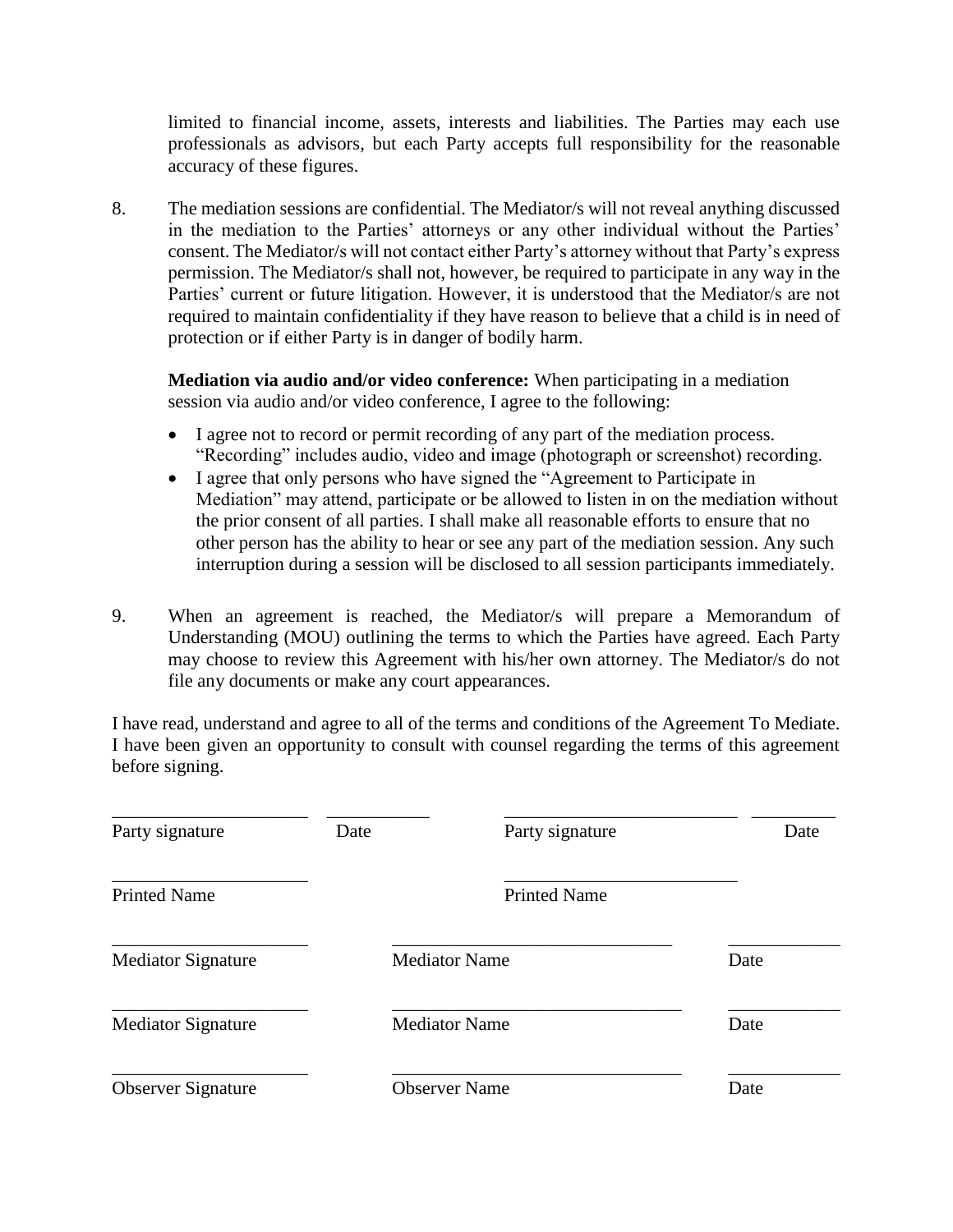limited to financial income, assets, interests and liabilities. The Parties may each use professionals as advisors, but each Party accepts full responsibility for the reasonable accuracy of these figures.

8. The mediation sessions are confidential. The Mediator/s will not reveal anything discussed in the mediation to the Parties' attorneys or any other individual without the Parties' consent. The Mediator/s will not contact either Party's attorney without that Party's express permission. The Mediator/s shall not, however, be required to participate in any way in the Parties' current or future litigation. However, it is understood that the Mediator/s are not required to maintain confidentiality if they have reason to believe that a child is in need of protection or if either Party is in danger of bodily harm.

   **Mediation via audio and/or video conference:** When participating in a mediation session via audio and/or video conference, I agree to the following:

   - I agree not to record or permit recording of any part of the mediation process. "Recording" includes audio, video and image (photograph or screenshot) recording.
   - I agree that only persons who have signed the "Agreement to Participate in Mediation" may attend, participate or be allowed to listen in on the mediation without the prior consent of all parties. I shall make all reasonable efforts to ensure that no other person has the ability to hear or see any part of the mediation session. Any such interruption during a session will be disclosed to all session participants immediately.

9. When an agreement is reached, the Mediator/s will prepare a Memorandum of Understanding (MOU) outlining the terms to which the Parties have agreed. Each Party may choose to review this Agreement with his/her own attorney. The Mediator/s do not file any documents or make any court appearances.

I have read, understand and agree to all of the terms and conditions of the Agreement To Mediate. I have been given an opportunity to consult with counsel regarding the terms of this agreement before signing.

\_\_\_\_\_\_\_\_\_\_\_\_\_\_\_\_\_\_\_\_ \_\_\_\_\_\_\_\_\_\_ \_\_\_\_\_\_\_\_\_\_\_\_\_\_\_\_\_\_\_\_\_\_\_\_ \_\_\_\_\_\_\_\_
Party signature Date Party signature Date

\_\_\_\_\_\_\_\_\_\_\_\_\_\_\_\_\_\_\_\_ \_\_\_\_\_\_\_\_\_\_\_\_\_\_\_\_\_\_\_\_\_\_\_\_
Printed Name Printed Name

\_\_\_\_\_\_\_\_\_\_\_\_\_\_\_\_\_\_\_\_ \_\_\_\_\_\_\_\_\_\_\_\_\_\_\_\_\_\_\_\_\_\_\_\_\_\_\_\_ \_\_\_\_\_\_\_\_\_\_
Mediator Signature Mediator Name Date

\_\_\_\_\_\_\_\_\_\_\_\_\_\_\_\_\_\_\_\_ \_\_\_\_\_\_\_\_\_\_\_\_\_\_\_\_\_\_\_\_\_\_\_\_\_\_\_\_ \_\_\_\_\_\_\_\_\_\_
Mediator Signature Mediator Name Date

\_\_\_\_\_\_\_\_\_\_\_\_\_\_\_\_\_\_\_\_ \_\_\_\_\_\_\_\_\_\_\_\_\_\_\_\_\_\_\_\_\_\_\_\_\_\_\_\_ \_\_\_\_\_\_\_\_\_\_
Observer Signature Observer Name Date